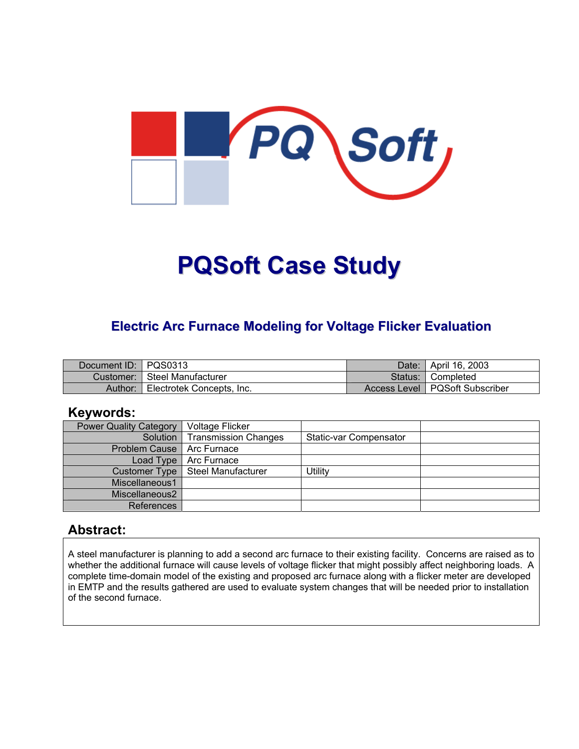# PQSoft Case Study

## Electric Arc Furnace Modeling for Voltage Flicker Evaluation

| Document ID: | PQS0313 | Date: | April 16, 2003 |
|---|---|---|---|
| Customer: | Steel Manufacturer | Status: | Completed |
| Author: | Electrotek Concepts, Inc. | Access Level | PQSoft Subscriber |

### Keywords:

| | | | |
|---|---|---|---|
| Power Quality Category | Voltage Flicker | | |
| Solution | Transmission Changes | Static-var Compensator | |
| Problem Cause | Arc Furnace | | |
| Load Type | Arc Furnace | | |
| Customer Type | Steel Manufacturer | Utility | |
| Miscellaneous1 | | | |
| Miscellaneous2 | | | |
| References | | | |

### Abstract:

A steel manufacturer is planning to add a second arc furnace to their existing facility. Concerns are raised as to whether the additional furnace will cause levels of voltage flicker that might possibly affect neighboring loads. A complete time-domain model of the existing and proposed arc furnace along with a flicker meter are developed in EMTP and the results gathered are used to evaluate system changes that will be needed prior to installation of the second furnace.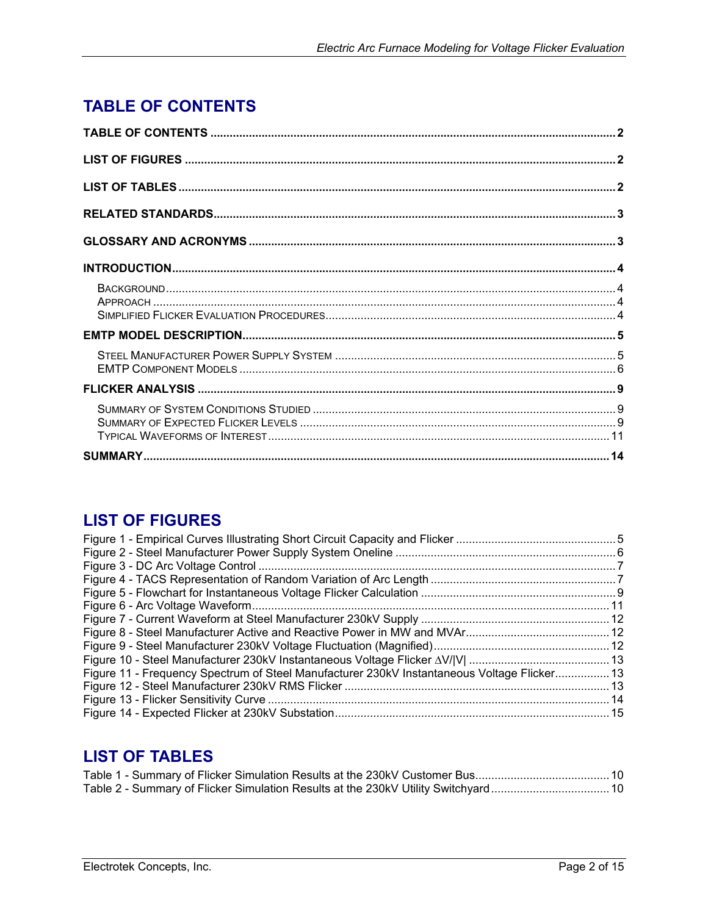## TABLE OF CONTENTS

**TABLE OF CONTENTS** .......... **2**

**LIST OF FIGURES** .......... **2**

**LIST OF TABLES** .......... **2**

**RELATED STANDARDS** .......... **3**

**GLOSSARY AND ACRONYMS** .......... **3**

**INTRODUCTION** .......... **4**

- BACKGROUND .......... 4
- APPROACH .......... 4
- SIMPLIFIED FLICKER EVALUATION PROCEDURES .......... 4

**EMTP MODEL DESCRIPTION** .......... **5**

- STEEL MANUFACTURER POWER SUPPLY SYSTEM .......... 5
- EMTP COMPONENT MODELS .......... 6

**FLICKER ANALYSIS** .......... **9**

- SUMMARY OF SYSTEM CONDITIONS STUDIED .......... 9
- SUMMARY OF EXPECTED FLICKER LEVELS .......... 9
- TYPICAL WAVEFORMS OF INTEREST .......... 11

**SUMMARY** .......... **14**

## LIST OF FIGURES

Figure 1 - Empirical Curves Illustrating Short Circuit Capacity and Flicker .......... 5
Figure 2 - Steel Manufacturer Power Supply System Oneline .......... 6
Figure 3 - DC Arc Voltage Control .......... 7
Figure 4 - TACS Representation of Random Variation of Arc Length .......... 7
Figure 5 - Flowchart for Instantaneous Voltage Flicker Calculation .......... 9
Figure 6 - Arc Voltage Waveform .......... 11
Figure 7 - Current Waveform at Steel Manufacturer 230kV Supply .......... 12
Figure 8 - Steel Manufacturer Active and Reactive Power in MW and MVAr .......... 12
Figure 9 - Steel Manufacturer 230kV Voltage Fluctuation (Magnified) .......... 12
Figure 10 - Steel Manufacturer 230kV Instantaneous Voltage Flicker $\Delta V/|V|$ .......... 13
Figure 11 - Frequency Spectrum of Steel Manufacturer 230kV Instantaneous Voltage Flicker .......... 13
Figure 12 - Steel Manufacturer 230kV RMS Flicker .......... 13
Figure 13 - Flicker Sensitivity Curve .......... 14
Figure 14 - Expected Flicker at 230kV Substation .......... 15

## LIST OF TABLES

Table 1 - Summary of Flicker Simulation Results at the 230kV Customer Bus .......... 10
Table 2 - Summary of Flicker Simulation Results at the 230kV Utility Switchyard .......... 10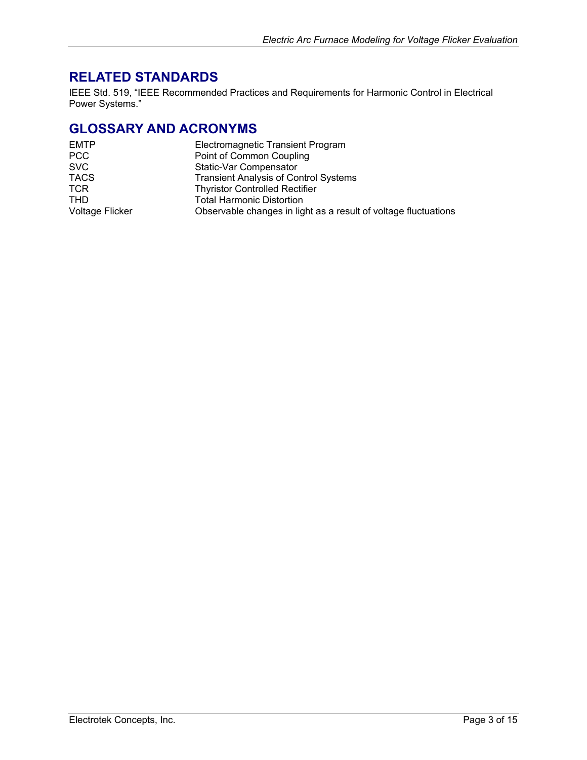## RELATED STANDARDS

IEEE Std. 519, "IEEE Recommended Practices and Requirements for Harmonic Control in Electrical Power Systems."

## GLOSSARY AND ACRONYMS

| | |
|---|---|
| EMTP | Electromagnetic Transient Program |
| PCC | Point of Common Coupling |
| SVC | Static-Var Compensator |
| TACS | Transient Analysis of Control Systems |
| TCR | Thyristor Controlled Rectifier |
| THD | Total Harmonic Distortion |
| Voltage Flicker | Observable changes in light as a result of voltage fluctuations |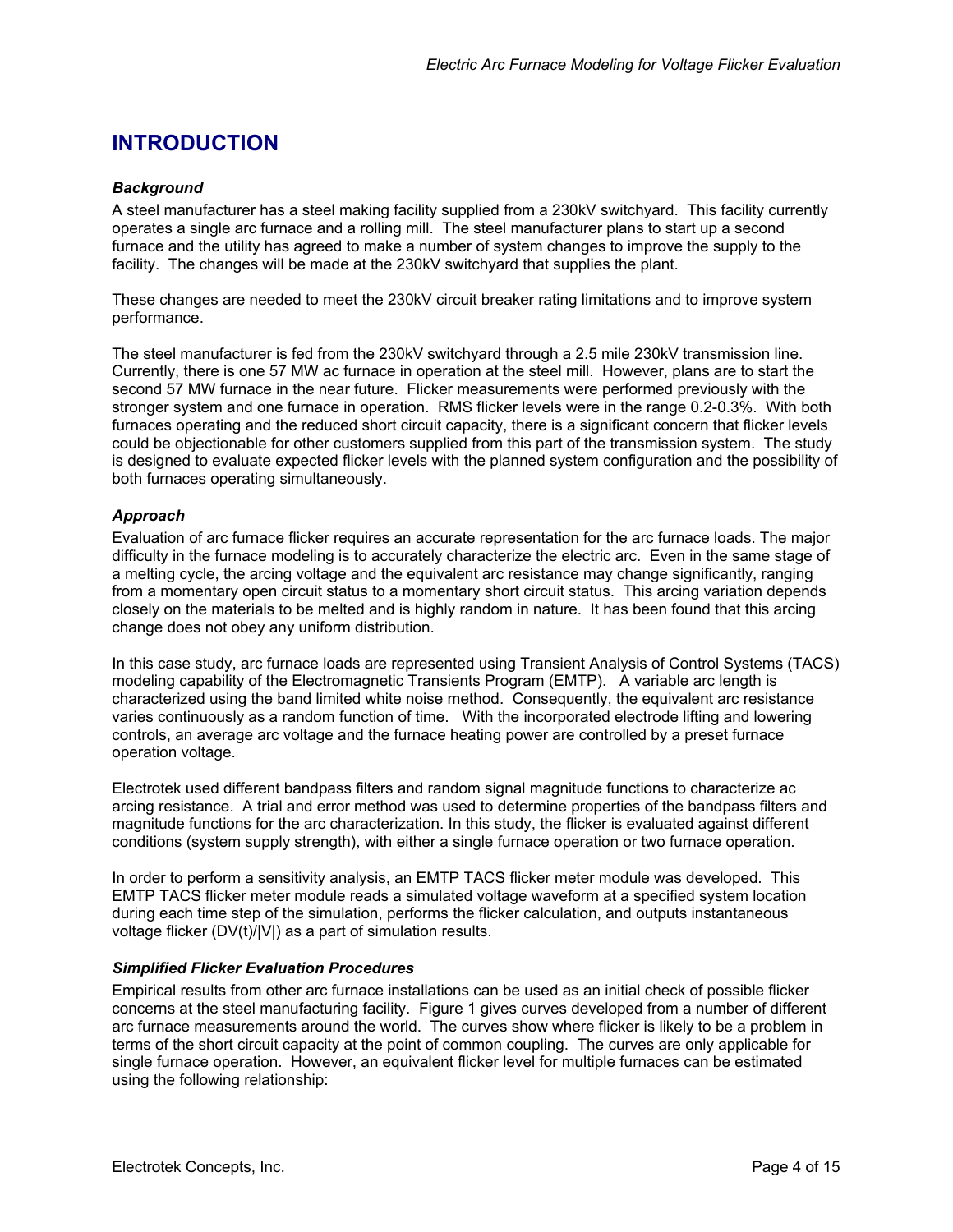# INTRODUCTION

### *Background*

A steel manufacturer has a steel making facility supplied from a 230kV switchyard. This facility currently operates a single arc furnace and a rolling mill. The steel manufacturer plans to start up a second furnace and the utility has agreed to make a number of system changes to improve the supply to the facility. The changes will be made at the 230kV switchyard that supplies the plant.

These changes are needed to meet the 230kV circuit breaker rating limitations and to improve system performance.

The steel manufacturer is fed from the 230kV switchyard through a 2.5 mile 230kV transmission line. Currently, there is one 57 MW ac furnace in operation at the steel mill. However, plans are to start the second 57 MW furnace in the near future. Flicker measurements were performed previously with the stronger system and one furnace in operation. RMS flicker levels were in the range 0.2-0.3%. With both furnaces operating and the reduced short circuit capacity, there is a significant concern that flicker levels could be objectionable for other customers supplied from this part of the transmission system. The study is designed to evaluate expected flicker levels with the planned system configuration and the possibility of both furnaces operating simultaneously.

### *Approach*

Evaluation of arc furnace flicker requires an accurate representation for the arc furnace loads. The major difficulty in the furnace modeling is to accurately characterize the electric arc. Even in the same stage of a melting cycle, the arcing voltage and the equivalent arc resistance may change significantly, ranging from a momentary open circuit status to a momentary short circuit status. This arcing variation depends closely on the materials to be melted and is highly random in nature. It has been found that this arcing change does not obey any uniform distribution.

In this case study, arc furnace loads are represented using Transient Analysis of Control Systems (TACS) modeling capability of the Electromagnetic Transients Program (EMTP). A variable arc length is characterized using the band limited white noise method. Consequently, the equivalent arc resistance varies continuously as a random function of time. With the incorporated electrode lifting and lowering controls, an average arc voltage and the furnace heating power are controlled by a preset furnace operation voltage.

Electrotek used different bandpass filters and random signal magnitude functions to characterize ac arcing resistance. A trial and error method was used to determine properties of the bandpass filters and magnitude functions for the arc characterization. In this study, the flicker is evaluated against different conditions (system supply strength), with either a single furnace operation or two furnace operation.

In order to perform a sensitivity analysis, an EMTP TACS flicker meter module was developed. This EMTP TACS flicker meter module reads a simulated voltage waveform at a specified system location during each time step of the simulation, performs the flicker calculation, and outputs instantaneous voltage flicker ($DV(t)/|V|$) as a part of simulation results.

### *Simplified Flicker Evaluation Procedures*

Empirical results from other arc furnace installations can be used as an initial check of possible flicker concerns at the steel manufacturing facility. Figure 1 gives curves developed from a number of different arc furnace measurements around the world. The curves show where flicker is likely to be a problem in terms of the short circuit capacity at the point of common coupling. The curves are only applicable for single furnace operation. However, an equivalent flicker level for multiple furnaces can be estimated using the following relationship: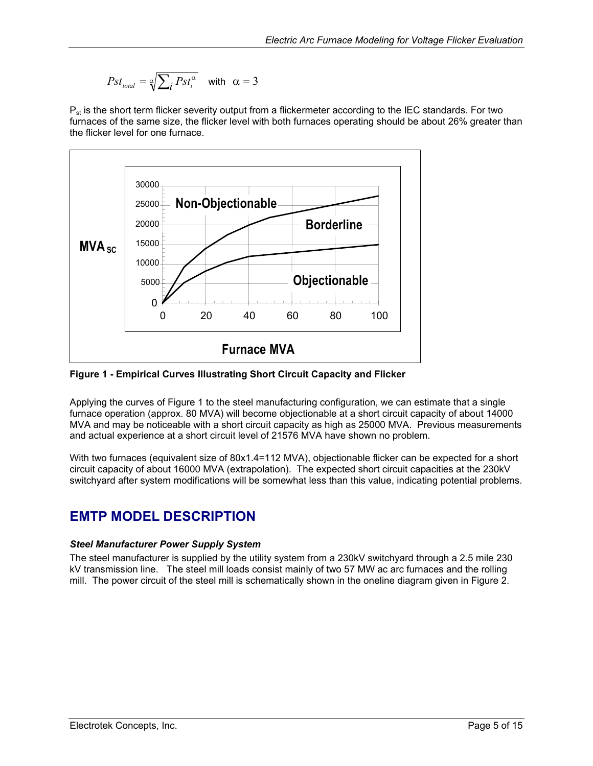$$Pst_{total} = \sqrt[\alpha]{\sum_i Pst_i^{\alpha}} \quad \text{with} \quad \alpha = 3$$

$P_{st}$ is the short term flicker severity output from a flickermeter according to the IEC standards. For two furnaces of the same size, the flicker level with both furnaces operating should be about 26% greater than the flicker level for one furnace.

**Figure 1 - Empirical Curves Illustrating Short Circuit Capacity and Flicker**

Applying the curves of Figure 1 to the steel manufacturing configuration, we can estimate that a single furnace operation (approx. 80 MVA) will become objectionable at a short circuit capacity of about 14000 MVA and may be noticeable with a short circuit capacity as high as 25000 MVA. Previous measurements and actual experience at a short circuit level of 21576 MVA have shown no problem.

With two furnaces (equivalent size of 80x1.4=112 MVA), objectionable flicker can be expected for a short circuit capacity of about 16000 MVA (extrapolation). The expected short circuit capacities at the 230kV switchyard after system modifications will be somewhat less than this value, indicating potential problems.

## EMTP MODEL DESCRIPTION

### *Steel Manufacturer Power Supply System*

The steel manufacturer is supplied by the utility system from a 230kV switchyard through a 2.5 mile 230 kV transmission line. The steel mill loads consist mainly of two 57 MW ac arc furnaces and the rolling mill. The power circuit of the steel mill is schematically shown in the oneline diagram given in Figure 2.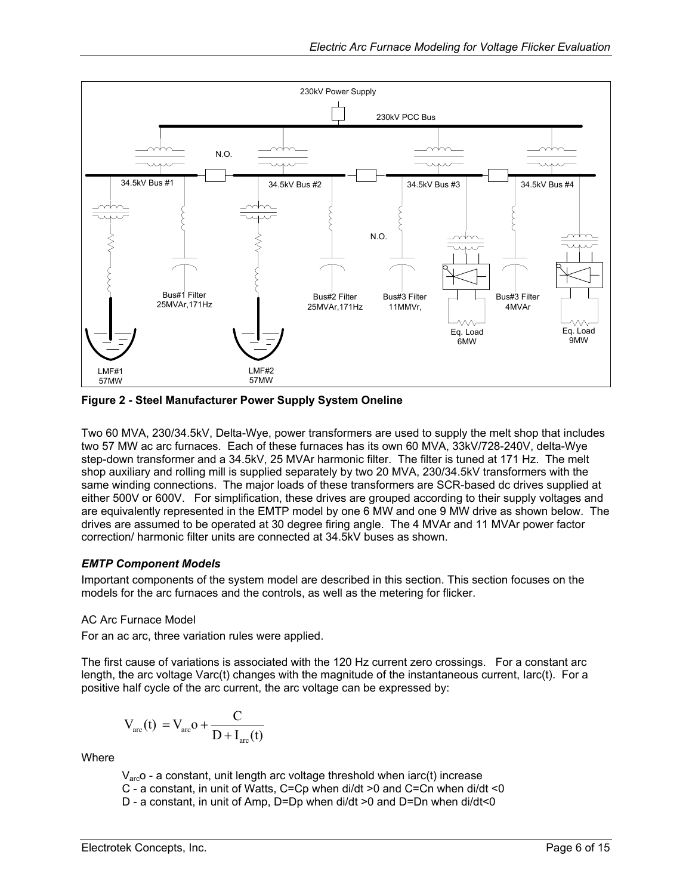**Figure 2 - Steel Manufacturer Power Supply System Oneline**

Two 60 MVA, 230/34.5kV, Delta-Wye, power transformers are used to supply the melt shop that includes two 57 MW ac arc furnaces. Each of these furnaces has its own 60 MVA, 33kV/728-240V, delta-Wye step-down transformer and a 34.5kV, 25 MVAr harmonic filter. The filter is tuned at 171 Hz. The melt shop auxiliary and rolling mill is supplied separately by two 20 MVA, 230/34.5kV transformers with the same winding connections. The major loads of these transformers are SCR-based dc drives supplied at either 500V or 600V. For simplification, these drives are grouped according to their supply voltages and are equivalently represented in the EMTP model by one 6 MW and one 9 MW drive as shown below. The drives are assumed to be operated at 30 degree firing angle. The 4 MVAr and 11 MVAr power factor correction/ harmonic filter units are connected at 34.5kV buses as shown.

### *EMTP Component Models*

Important components of the system model are described in this section. This section focuses on the models for the arc furnaces and the controls, as well as the metering for flicker.

#### AC Arc Furnace Model

For an ac arc, three variation rules were applied.

The first cause of variations is associated with the 120 Hz current zero crossings. For a constant arc length, the arc voltage Varc(t) changes with the magnitude of the instantaneous current, Iarc(t). For a positive half cycle of the arc current, the arc voltage can be expressed by:

$$V_{arc}(t) = V_{arc}o + \frac{C}{D + I_{arc}(t)}$$

Where

- $V_{arc}o$ - a constant, unit length arc voltage threshold when iarc(t) increase
- C - a constant, in unit of Watts, C=Cp when di/dt >0 and C=Cn when di/dt <0
- D - a constant, in unit of Amp, D=Dp when di/dt >0 and D=Dn when di/dt<0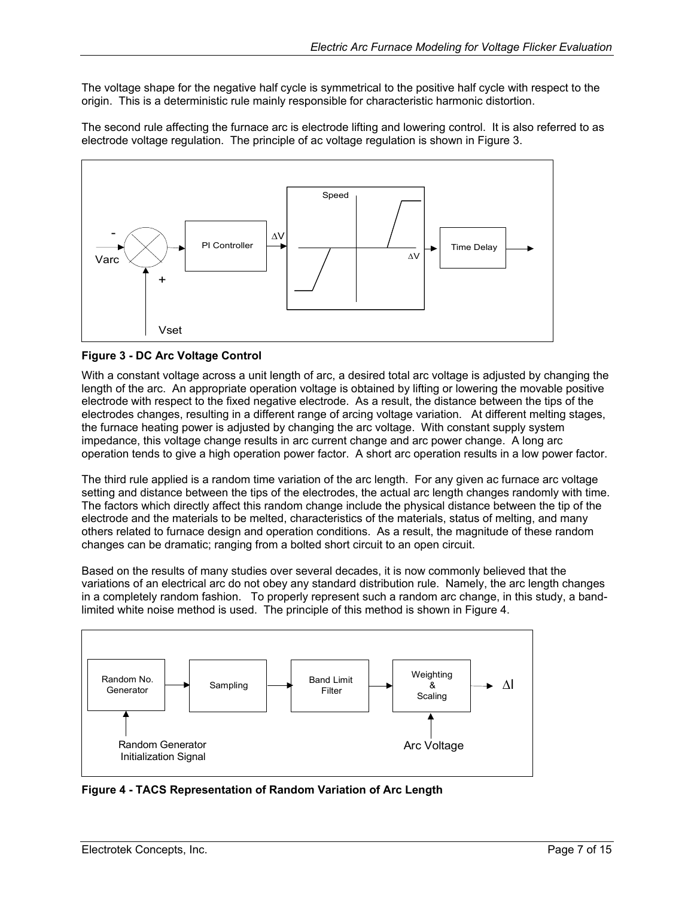The voltage shape for the negative half cycle is symmetrical to the positive half cycle with respect to the origin. This is a deterministic rule mainly responsible for characteristic harmonic distortion.

The second rule affecting the furnace arc is electrode lifting and lowering control. It is also referred to as electrode voltage regulation. The principle of ac voltage regulation is shown in Figure 3.

**Figure 3 - DC Arc Voltage Control**

With a constant voltage across a unit length of arc, a desired total arc voltage is adjusted by changing the length of the arc. An appropriate operation voltage is obtained by lifting or lowering the movable positive electrode with respect to the fixed negative electrode. As a result, the distance between the tips of the electrodes changes, resulting in a different range of arcing voltage variation. At different melting stages, the furnace heating power is adjusted by changing the arc voltage. With constant supply system impedance, this voltage change results in arc current change and arc power change. A long arc operation tends to give a high operation power factor. A short arc operation results in a low power factor.

The third rule applied is a random time variation of the arc length. For any given ac furnace arc voltage setting and distance between the tips of the electrodes, the actual arc length changes randomly with time. The factors which directly affect this random change include the physical distance between the tip of the electrode and the materials to be melted, characteristics of the materials, status of melting, and many others related to furnace design and operation conditions. As a result, the magnitude of these random changes can be dramatic; ranging from a bolted short circuit to an open circuit.

Based on the results of many studies over several decades, it is now commonly believed that the variations of an electrical arc do not obey any standard distribution rule. Namely, the arc length changes in a completely random fashion. To properly represent such a random arc change, in this study, a band-limited white noise method is used. The principle of this method is shown in Figure 4.

**Figure 4 - TACS Representation of Random Variation of Arc Length**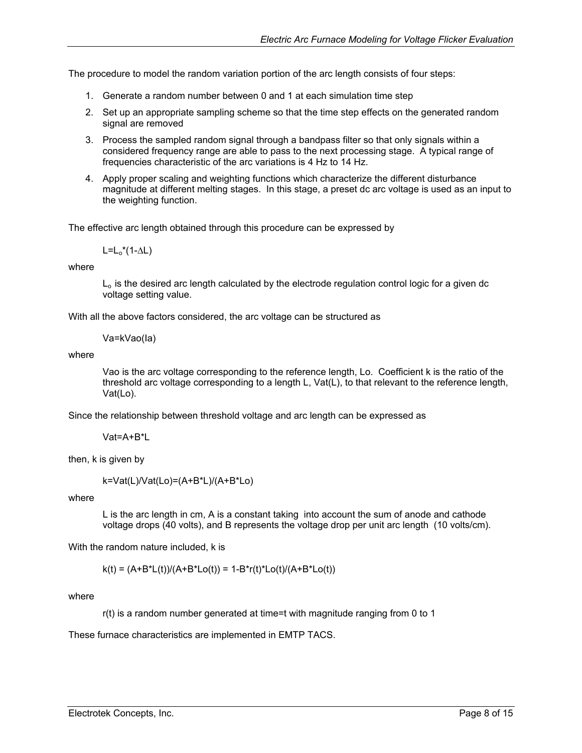The procedure to model the random variation portion of the arc length consists of four steps:

1. Generate a random number between 0 and 1 at each simulation time step
2. Set up an appropriate sampling scheme so that the time step effects on the generated random signal are removed
3. Process the sampled random signal through a bandpass filter so that only signals within a considered frequency range are able to pass to the next processing stage. A typical range of frequencies characteristic of the arc variations is 4 Hz to 14 Hz.
4. Apply proper scaling and weighting functions which characterize the different disturbance magnitude at different melting stages. In this stage, a preset dc arc voltage is used as an input to the weighting function.

The effective arc length obtained through this procedure can be expressed by

$$L=L_o*(1-\Delta L)$$

where

$L_o$ is the desired arc length calculated by the electrode regulation control logic for a given dc voltage setting value.

With all the above factors considered, the arc voltage can be structured as

$$Va=kVao(Ia)$$

where

Vao is the arc voltage corresponding to the reference length, Lo. Coefficient k is the ratio of the threshold arc voltage corresponding to a length L, Vat(L), to that relevant to the reference length, Vat(Lo).

Since the relationship between threshold voltage and arc length can be expressed as

$$Vat=A+B*L$$

then, k is given by

$$k=Vat(L)/Vat(Lo)=(A+B*L)/(A+B*Lo)$$

where

L is the arc length in cm, A is a constant taking into account the sum of anode and cathode voltage drops (40 volts), and B represents the voltage drop per unit arc length (10 volts/cm).

With the random nature included, k is

$$k(t) = (A+B*L(t))/(A+B*Lo(t)) = 1-B*r(t)*Lo(t)/(A+B*Lo(t))$$

where

r(t) is a random number generated at time=t with magnitude ranging from 0 to 1

These furnace characteristics are implemented in EMTP TACS.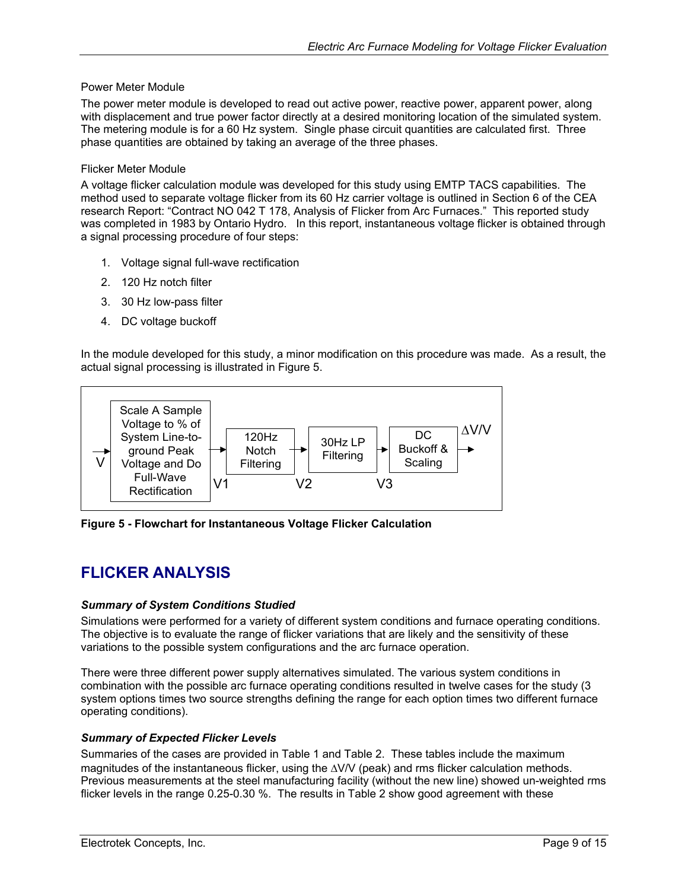Power Meter Module

The power meter module is developed to read out active power, reactive power, apparent power, along with displacement and true power factor directly at a desired monitoring location of the simulated system. The metering module is for a 60 Hz system. Single phase circuit quantities are calculated first. Three phase quantities are obtained by taking an average of the three phases.

Flicker Meter Module

A voltage flicker calculation module was developed for this study using EMTP TACS capabilities. The method used to separate voltage flicker from its 60 Hz carrier voltage is outlined in Section 6 of the CEA research Report: "Contract NO 042 T 178, Analysis of Flicker from Arc Furnaces." This reported study was completed in 1983 by Ontario Hydro. In this report, instantaneous voltage flicker is obtained through a signal processing procedure of four steps:

1. Voltage signal full-wave rectification
2. 120 Hz notch filter
3. 30 Hz low-pass filter
4. DC voltage buckoff

In the module developed for this study, a minor modification on this procedure was made. As a result, the actual signal processing is illustrated in Figure 5.

V → [Scale A Sample Voltage to % of System Line-to-ground Peak Voltage and Do Full-Wave Rectification] → V1 → [120Hz Notch Filtering] → V2 → [30Hz LP Filtering] → V3 → [DC Buckoff & Scaling] → $\Delta V/V$

**Figure 5 - Flowchart for Instantaneous Voltage Flicker Calculation**

## FLICKER ANALYSIS

### *Summary of System Conditions Studied*

Simulations were performed for a variety of different system conditions and furnace operating conditions. The objective is to evaluate the range of flicker variations that are likely and the sensitivity of these variations to the possible system configurations and the arc furnace operation.

There were three different power supply alternatives simulated. The various system conditions in combination with the possible arc furnace operating conditions resulted in twelve cases for the study (3 system options times two source strengths defining the range for each option times two different furnace operating conditions).

### *Summary of Expected Flicker Levels*

Summaries of the cases are provided in Table 1 and Table 2. These tables include the maximum magnitudes of the instantaneous flicker, using the $\Delta V/V$ (peak) and rms flicker calculation methods. Previous measurements at the steel manufacturing facility (without the new line) showed un-weighted rms flicker levels in the range 0.25-0.30 %. The results in Table 2 show good agreement with these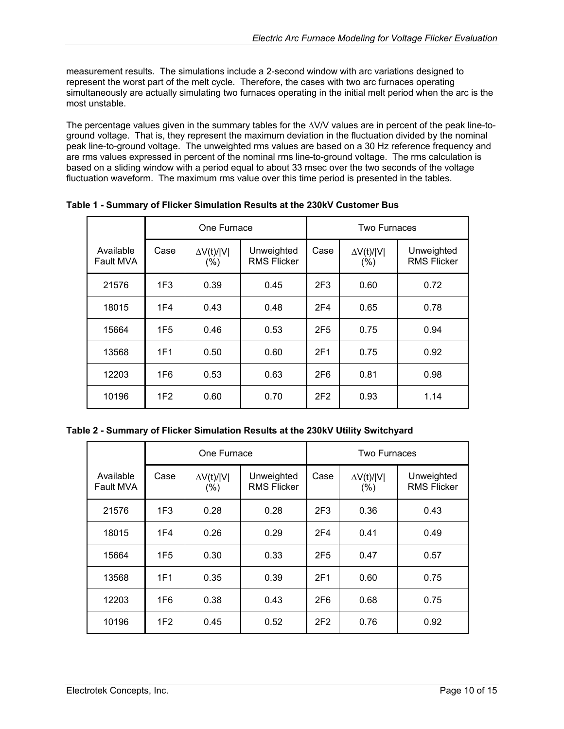measurement results. The simulations include a 2-second window with arc variations designed to represent the worst part of the melt cycle. Therefore, the cases with two arc furnaces operating simultaneously are actually simulating two furnaces operating in the initial melt period when the arc is the most unstable.

The percentage values given in the summary tables for the $\Delta V/V$ values are in percent of the peak line-to-ground voltage. That is, they represent the maximum deviation in the fluctuation divided by the nominal peak line-to-ground voltage. The unweighted rms values are based on a 30 Hz reference frequency and are rms values expressed in percent of the nominal rms line-to-ground voltage. The rms calculation is based on a sliding window with a period equal to about 33 msec over the two seconds of the voltage fluctuation waveform. The maximum rms value over this time period is presented in the tables.

**Table 1 - Summary of Flicker Simulation Results at the 230kV Customer Bus**

| | One Furnace | | | Two Furnaces | | |
|---|---|---|---|---|---|---|
| Available Fault MVA | Case | $\Delta V(t)/\|V\|$ (%) | Unweighted RMS Flicker | Case | $\Delta V(t)/\|V\|$ (%) | Unweighted RMS Flicker |
| 21576 | 1F3 | 0.39 | 0.45 | 2F3 | 0.60 | 0.72 |
| 18015 | 1F4 | 0.43 | 0.48 | 2F4 | 0.65 | 0.78 |
| 15664 | 1F5 | 0.46 | 0.53 | 2F5 | 0.75 | 0.94 |
| 13568 | 1F1 | 0.50 | 0.60 | 2F1 | 0.75 | 0.92 |
| 12203 | 1F6 | 0.53 | 0.63 | 2F6 | 0.81 | 0.98 |
| 10196 | 1F2 | 0.60 | 0.70 | 2F2 | 0.93 | 1.14 |

**Table 2 - Summary of Flicker Simulation Results at the 230kV Utility Switchyard**

| | One Furnace | | | Two Furnaces | | |
|---|---|---|---|---|---|---|
| Available Fault MVA | Case | $\Delta V(t)/\|V\|$ (%) | Unweighted RMS Flicker | Case | $\Delta V(t)/\|V\|$ (%) | Unweighted RMS Flicker |
| 21576 | 1F3 | 0.28 | 0.28 | 2F3 | 0.36 | 0.43 |
| 18015 | 1F4 | 0.26 | 0.29 | 2F4 | 0.41 | 0.49 |
| 15664 | 1F5 | 0.30 | 0.33 | 2F5 | 0.47 | 0.57 |
| 13568 | 1F1 | 0.35 | 0.39 | 2F1 | 0.60 | 0.75 |
| 12203 | 1F6 | 0.38 | 0.43 | 2F6 | 0.68 | 0.75 |
| 10196 | 1F2 | 0.45 | 0.52 | 2F2 | 0.76 | 0.92 |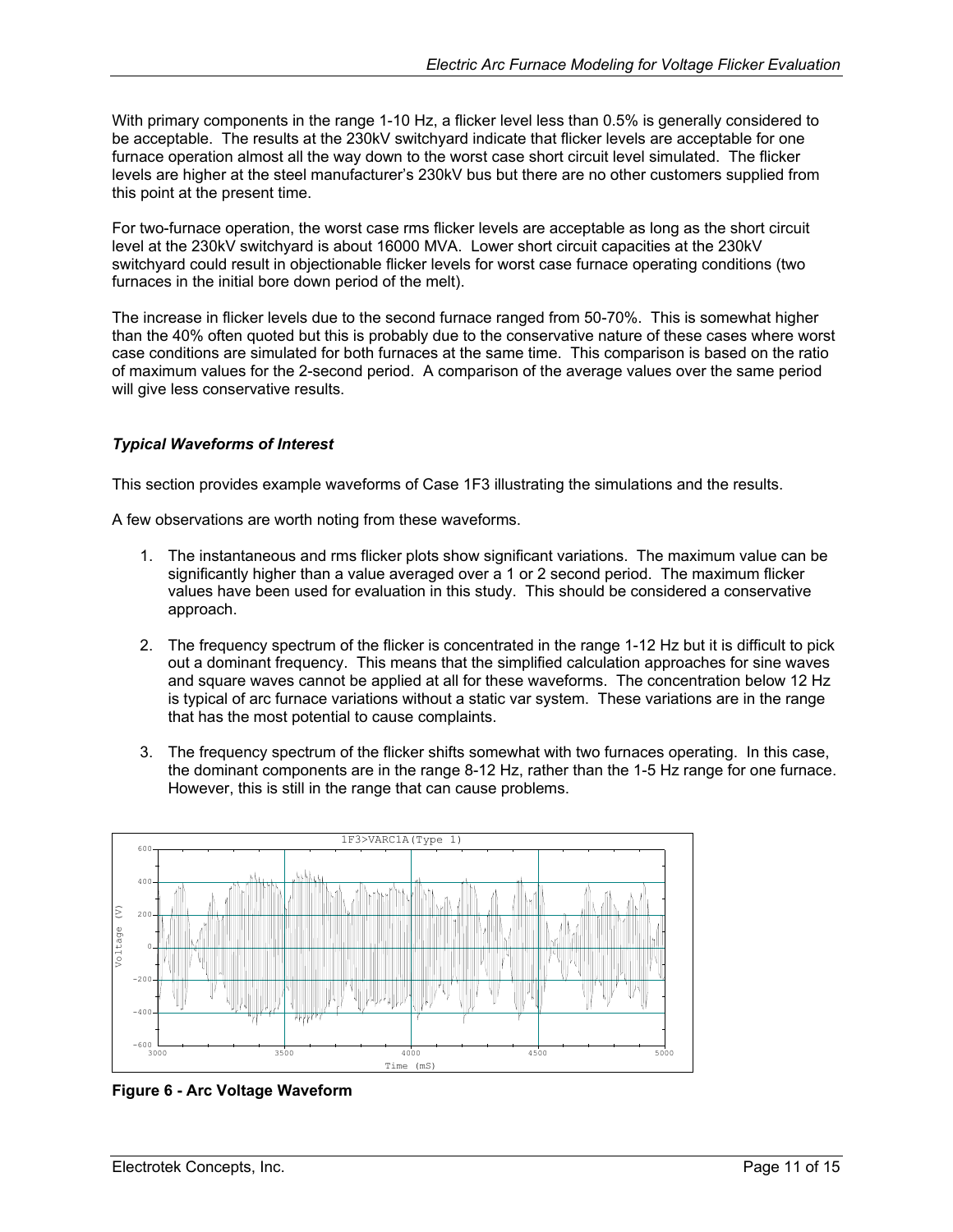With primary components in the range 1-10 Hz, a flicker level less than 0.5% is generally considered to be acceptable. The results at the 230kV switchyard indicate that flicker levels are acceptable for one furnace operation almost all the way down to the worst case short circuit level simulated. The flicker levels are higher at the steel manufacturer's 230kV bus but there are no other customers supplied from this point at the present time.

For two-furnace operation, the worst case rms flicker levels are acceptable as long as the short circuit level at the 230kV switchyard is about 16000 MVA. Lower short circuit capacities at the 230kV switchyard could result in objectionable flicker levels for worst case furnace operating conditions (two furnaces in the initial bore down period of the melt).

The increase in flicker levels due to the second furnace ranged from 50-70%. This is somewhat higher than the 40% often quoted but this is probably due to the conservative nature of these cases where worst case conditions are simulated for both furnaces at the same time. This comparison is based on the ratio of maximum values for the 2-second period. A comparison of the average values over the same period will give less conservative results.

### *Typical Waveforms of Interest*

This section provides example waveforms of Case 1F3 illustrating the simulations and the results.

A few observations are worth noting from these waveforms.

1. The instantaneous and rms flicker plots show significant variations. The maximum value can be significantly higher than a value averaged over a 1 or 2 second period. The maximum flicker values have been used for evaluation in this study. This should be considered a conservative approach.

2. The frequency spectrum of the flicker is concentrated in the range 1-12 Hz but it is difficult to pick out a dominant frequency. This means that the simplified calculation approaches for sine waves and square waves cannot be applied at all for these waveforms. The concentration below 12 Hz is typical of arc furnace variations without a static var system. These variations are in the range that has the most potential to cause complaints.

3. The frequency spectrum of the flicker shifts somewhat with two furnaces operating. In this case, the dominant components are in the range 8-12 Hz, rather than the 1-5 Hz range for one furnace. However, this is still in the range that can cause problems.

**Figure 6 - Arc Voltage Waveform**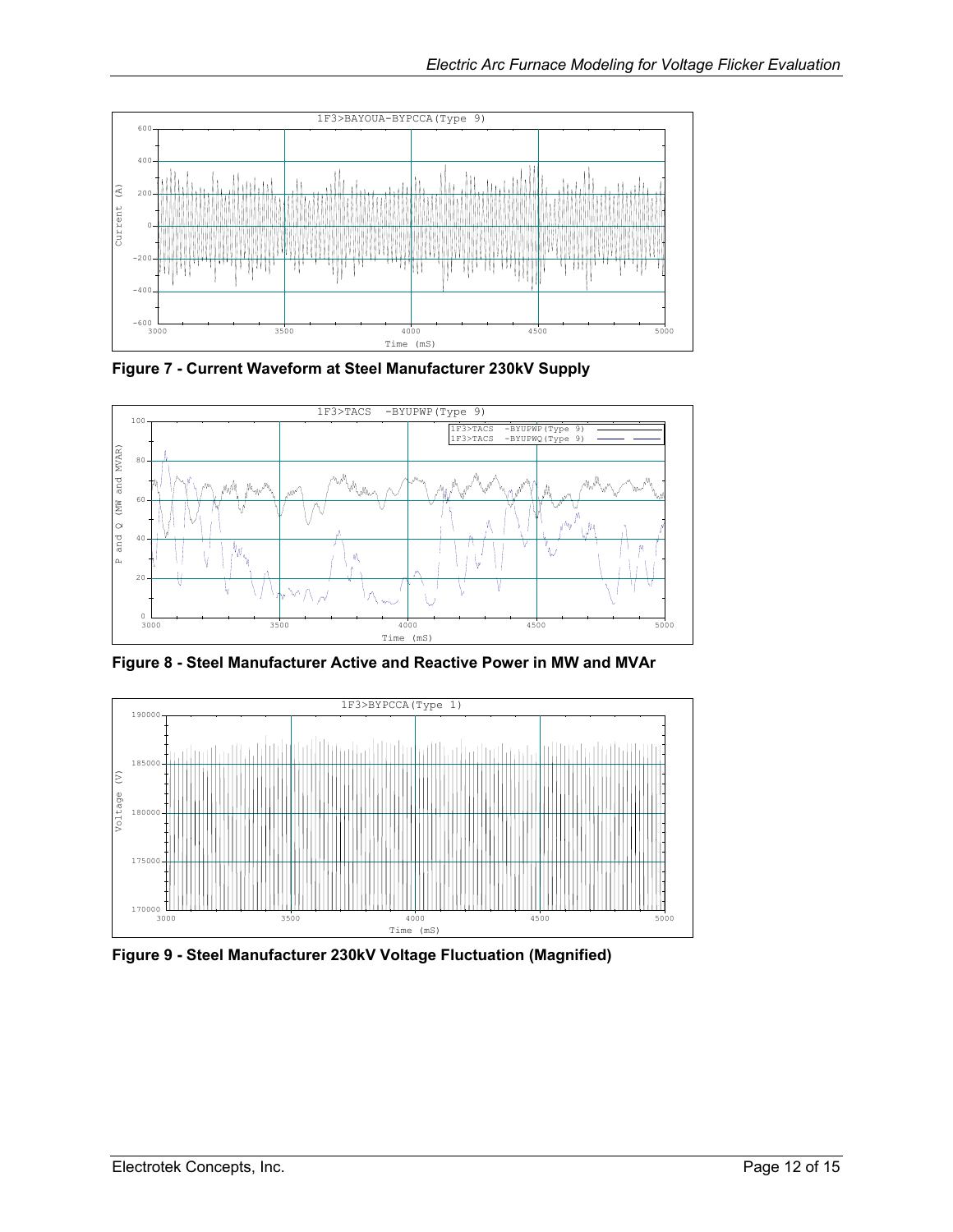**Figure 7 - Current Waveform at Steel Manufacturer 230kV Supply**

**Figure 8 - Steel Manufacturer Active and Reactive Power in MW and MVAr**

**Figure 9 - Steel Manufacturer 230kV Voltage Fluctuation (Magnified)**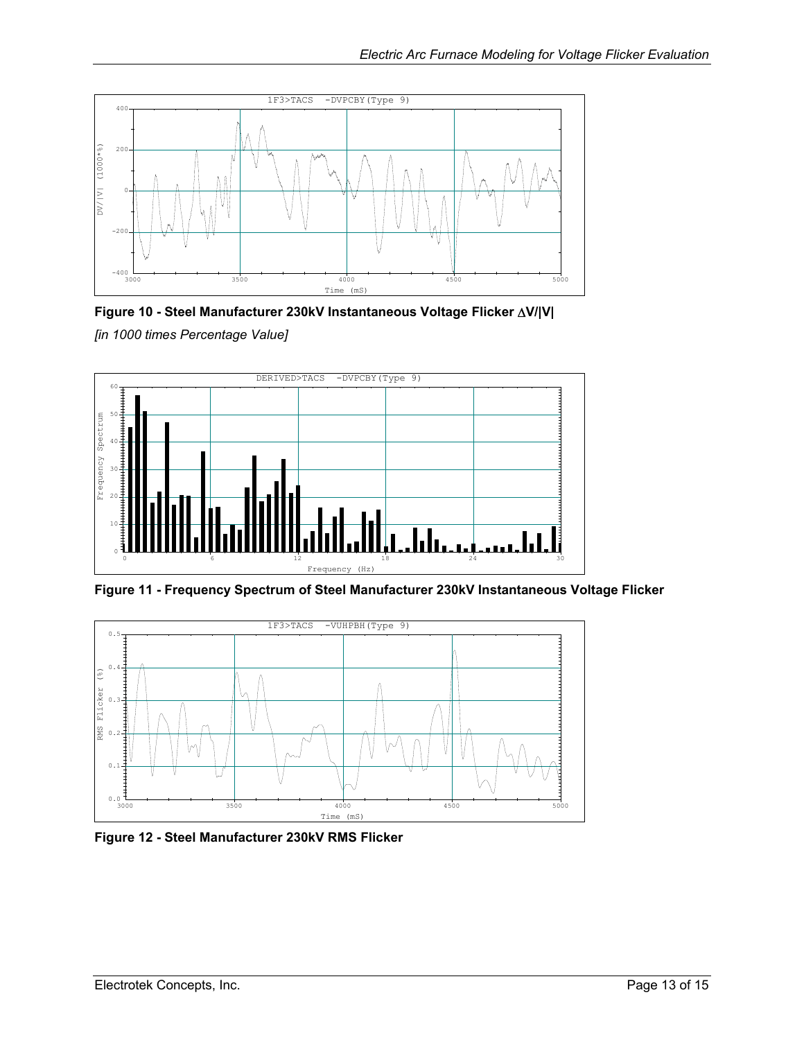**Figure 10 - Steel Manufacturer 230kV Instantaneous Voltage Flicker $\Delta V/|V|$**

*[in 1000 times Percentage Value]*

**Figure 11 - Frequency Spectrum of Steel Manufacturer 230kV Instantaneous Voltage Flicker**

**Figure 12 - Steel Manufacturer 230kV RMS Flicker**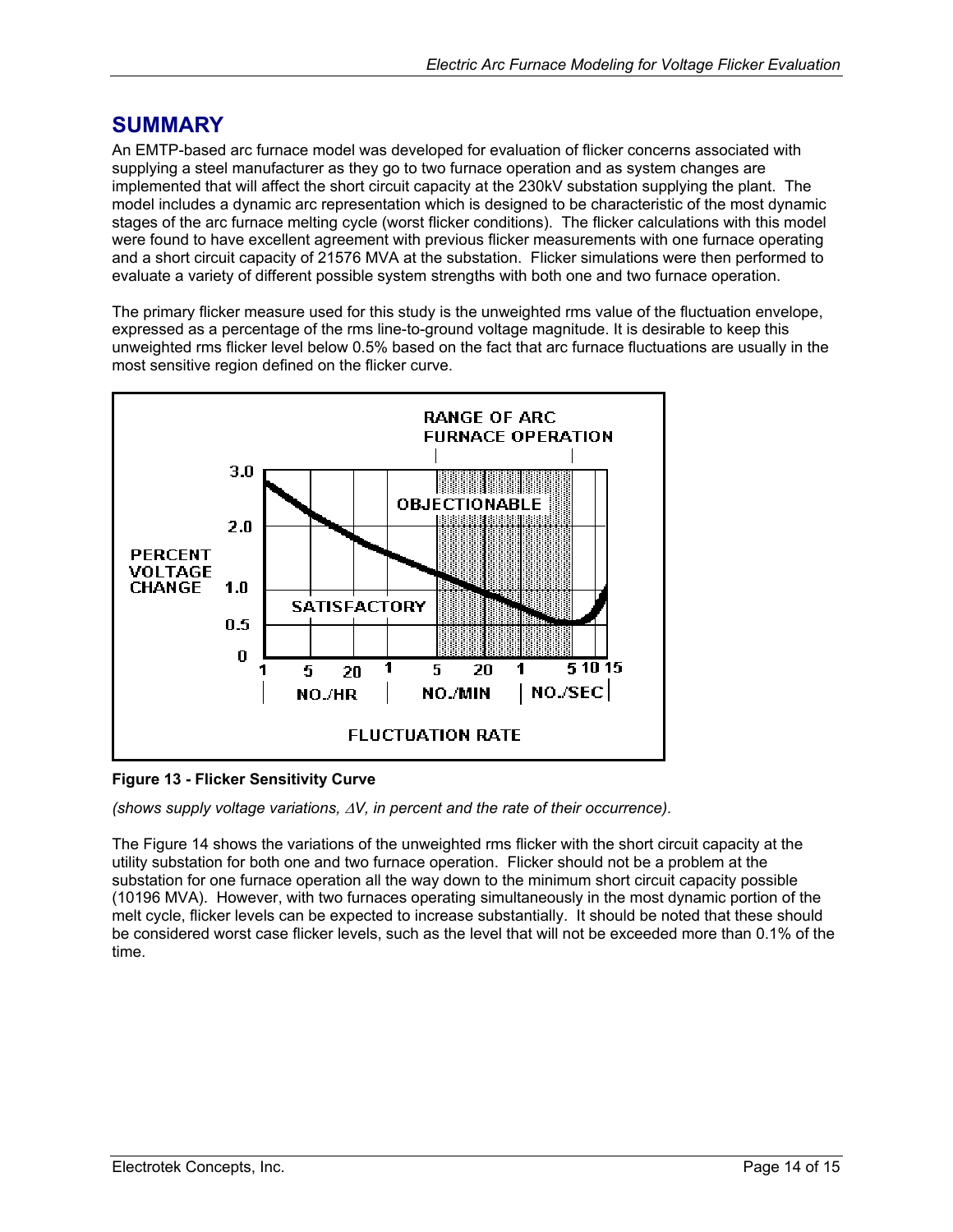## SUMMARY

An EMTP-based arc furnace model was developed for evaluation of flicker concerns associated with supplying a steel manufacturer as they go to two furnace operation and as system changes are implemented that will affect the short circuit capacity at the 230kV substation supplying the plant. The model includes a dynamic arc representation which is designed to be characteristic of the most dynamic stages of the arc furnace melting cycle (worst flicker conditions). The flicker calculations with this model were found to have excellent agreement with previous flicker measurements with one furnace operating and a short circuit capacity of 21576 MVA at the substation. Flicker simulations were then performed to evaluate a variety of different possible system strengths with both one and two furnace operation.

The primary flicker measure used for this study is the unweighted rms value of the fluctuation envelope, expressed as a percentage of the rms line-to-ground voltage magnitude. It is desirable to keep this unweighted rms flicker level below 0.5% based on the fact that arc furnace fluctuations are usually in the most sensitive region defined on the flicker curve.

**Figure 13 - Flicker Sensitivity Curve**

*(shows supply voltage variations, $\Delta V$, in percent and the rate of their occurrence).*

The Figure 14 shows the variations of the unweighted rms flicker with the short circuit capacity at the utility substation for both one and two furnace operation. Flicker should not be a problem at the substation for one furnace operation all the way down to the minimum short circuit capacity possible (10196 MVA). However, with two furnaces operating simultaneously in the most dynamic portion of the melt cycle, flicker levels can be expected to increase substantially. It should be noted that these should be considered worst case flicker levels, such as the level that will not be exceeded more than 0.1% of the time.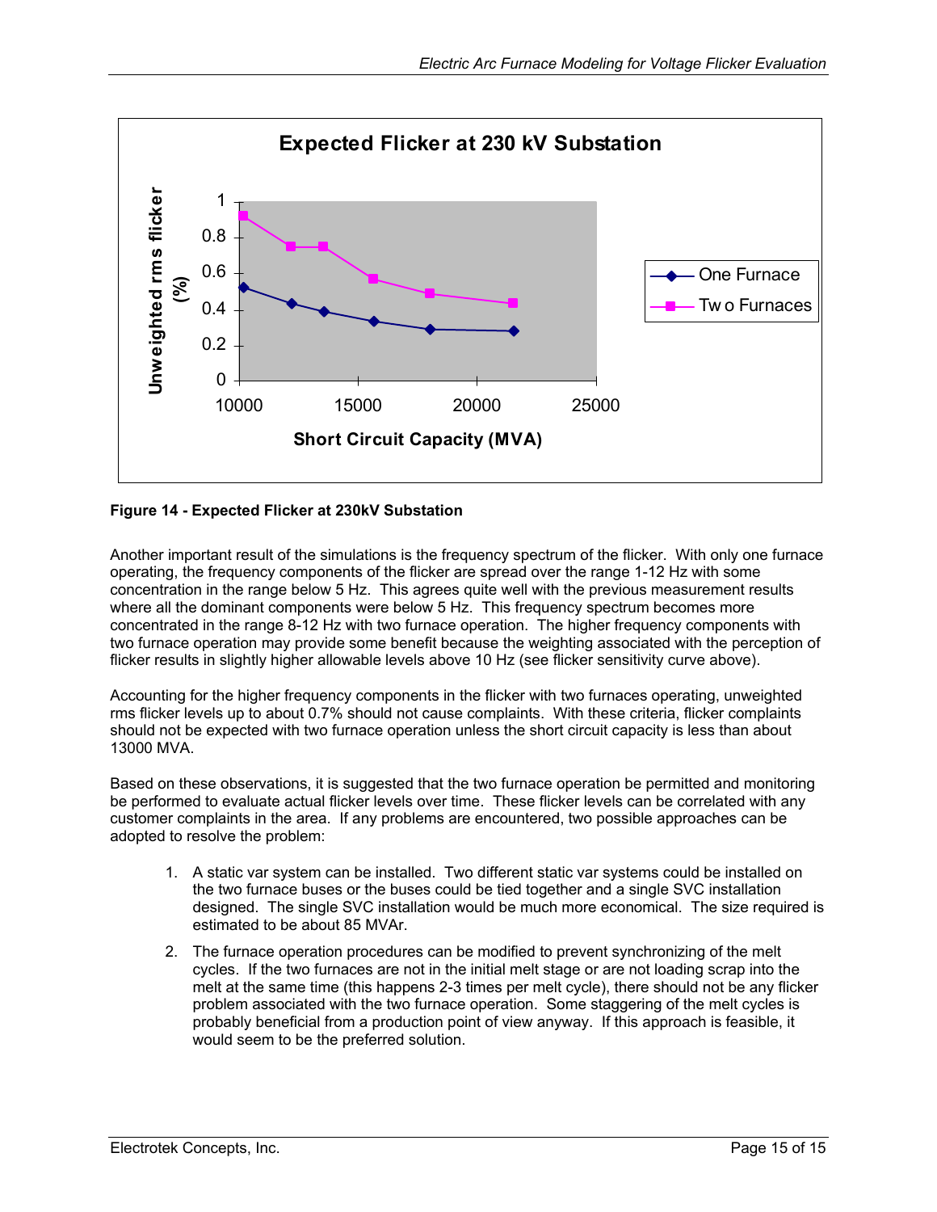Expected Flicker at 230 kV Substation

Unweighted rms flicker (%)

1
0.8
0.6
0.4
0.2
0

10000
15000
20000
25000

Short Circuit Capacity (MVA)

One Furnace
Tw o Furnaces

**Figure 14 - Expected Flicker at 230kV Substation**

Another important result of the simulations is the frequency spectrum of the flicker. With only one furnace operating, the frequency components of the flicker are spread over the range 1-12 Hz with some concentration in the range below 5 Hz. This agrees quite well with the previous measurement results where all the dominant components were below 5 Hz. This frequency spectrum becomes more concentrated in the range 8-12 Hz with two furnace operation. The higher frequency components with two furnace operation may provide some benefit because the weighting associated with the perception of flicker results in slightly higher allowable levels above 10 Hz (see flicker sensitivity curve above).

Accounting for the higher frequency components in the flicker with two furnaces operating, unweighted rms flicker levels up to about 0.7% should not cause complaints. With these criteria, flicker complaints should not be expected with two furnace operation unless the short circuit capacity is less than about 13000 MVA.

Based on these observations, it is suggested that the two furnace operation be permitted and monitoring be performed to evaluate actual flicker levels over time. These flicker levels can be correlated with any customer complaints in the area. If any problems are encountered, two possible approaches can be adopted to resolve the problem:

1. A static var system can be installed. Two different static var systems could be installed on the two furnace buses or the buses could be tied together and a single SVC installation designed. The single SVC installation would be much more economical. The size required is estimated to be about 85 MVAr.
2. The furnace operation procedures can be modified to prevent synchronizing of the melt cycles. If the two furnaces are not in the initial melt stage or are not loading scrap into the melt at the same time (this happens 2-3 times per melt cycle), there should not be any flicker problem associated with the two furnace operation. Some staggering of the melt cycles is probably beneficial from a production point of view anyway. If this approach is feasible, it would seem to be the preferred solution.